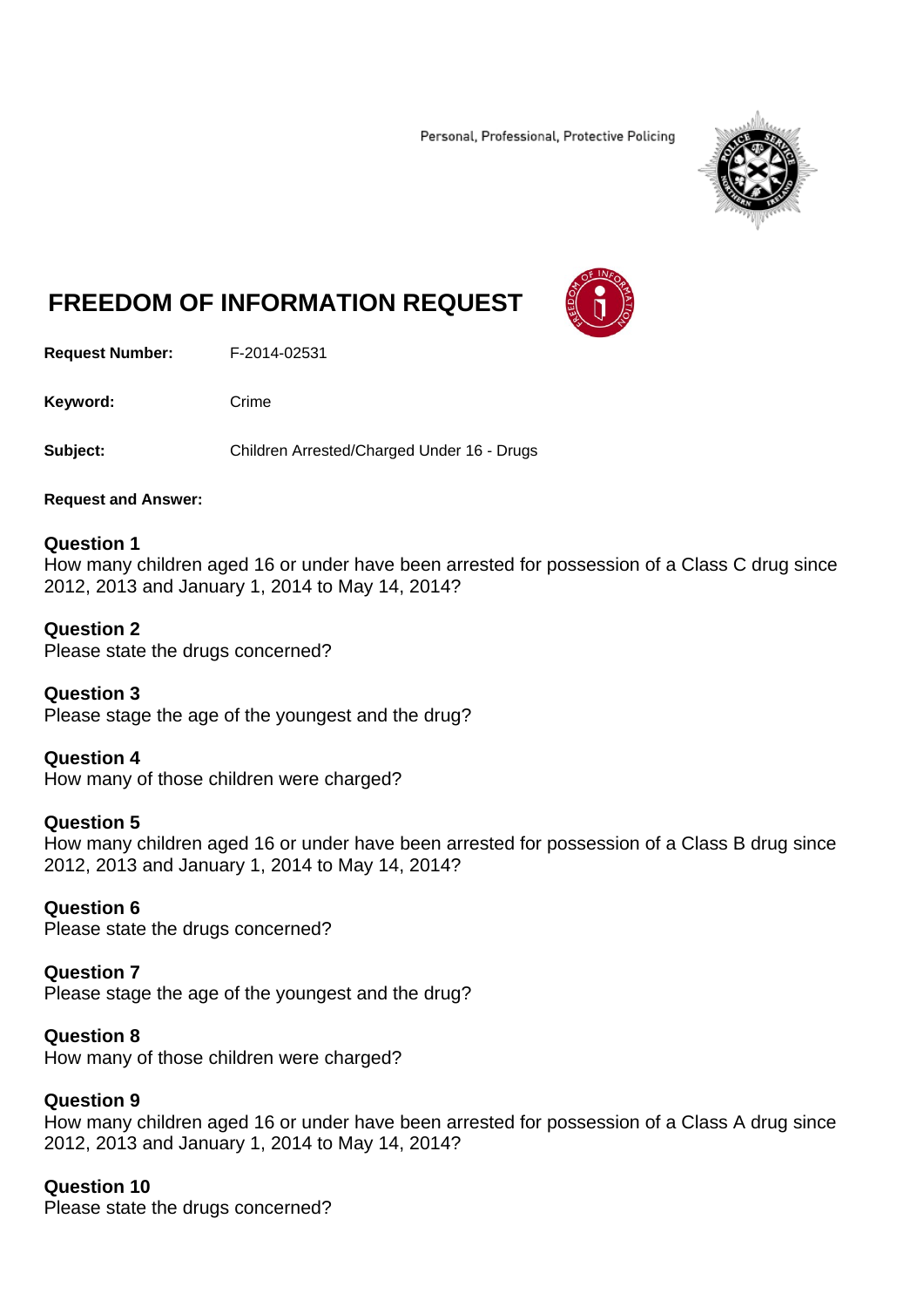Personal, Professional, Protective Policing

# FREEDOM OF INFORMATION REQUEST

**Request Number:** F-2014-02531

**Keyword:** Crime

**Subject:** Children Arrested/Charged Under 16 - Drugs

**Request and Answer:**

**Question 1**
How many children aged 16 or under have been arrested for possession of a Class C drug since 2012, 2013 and January 1, 2014 to May 14, 2014?

**Question 2**
Please state the drugs concerned?

**Question 3**
Please stage the age of the youngest and the drug?

**Question 4**
How many of those children were charged?

**Question 5**
How many children aged 16 or under have been arrested for possession of a Class B drug since 2012, 2013 and January 1, 2014 to May 14, 2014?

**Question 6**
Please state the drugs concerned?

**Question 7**
Please stage the age of the youngest and the drug?

**Question 8**
How many of those children were charged?

**Question 9**
How many children aged 16 or under have been arrested for possession of a Class A drug since 2012, 2013 and January 1, 2014 to May 14, 2014?

**Question 10**
Please state the drugs concerned?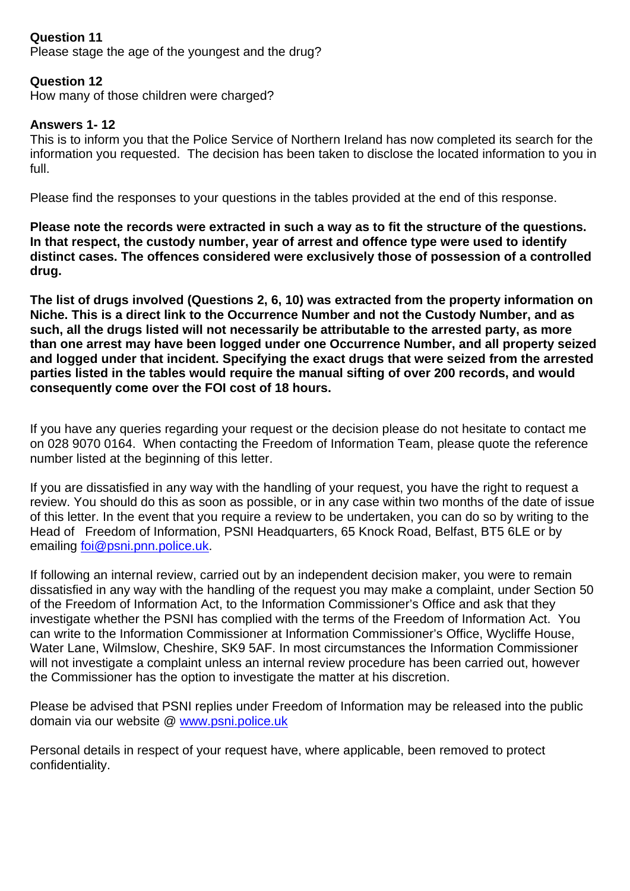**Question 11**
Please stage the age of the youngest and the drug?

**Question 12**
How many of those children were charged?

**Answers 1- 12**
This is to inform you that the Police Service of Northern Ireland has now completed its search for the information you requested. The decision has been taken to disclose the located information to you in full.

Please find the responses to your questions in the tables provided at the end of this response.

**Please note the records were extracted in such a way as to fit the structure of the questions. In that respect, the custody number, year of arrest and offence type were used to identify distinct cases. The offences considered were exclusively those of possession of a controlled drug.**

**The list of drugs involved (Questions 2, 6, 10) was extracted from the property information on Niche. This is a direct link to the Occurrence Number and not the Custody Number, and as such, all the drugs listed will not necessarily be attributable to the arrested party, as more than one arrest may have been logged under one Occurrence Number, and all property seized and logged under that incident. Specifying the exact drugs that were seized from the arrested parties listed in the tables would require the manual sifting of over 200 records, and would consequently come over the FOI cost of 18 hours.**

If you have any queries regarding your request or the decision please do not hesitate to contact me on 028 9070 0164. When contacting the Freedom of Information Team, please quote the reference number listed at the beginning of this letter.

If you are dissatisfied in any way with the handling of your request, you have the right to request a review. You should do this as soon as possible, or in any case within two months of the date of issue of this letter. In the event that you require a review to be undertaken, you can do so by writing to the Head of Freedom of Information, PSNI Headquarters, 65 Knock Road, Belfast, BT5 6LE or by emailing foi@psni.pnn.police.uk.

If following an internal review, carried out by an independent decision maker, you were to remain dissatisfied in any way with the handling of the request you may make a complaint, under Section 50 of the Freedom of Information Act, to the Information Commissioner's Office and ask that they investigate whether the PSNI has complied with the terms of the Freedom of Information Act. You can write to the Information Commissioner at Information Commissioner's Office, Wycliffe House, Water Lane, Wilmslow, Cheshire, SK9 5AF. In most circumstances the Information Commissioner will not investigate a complaint unless an internal review procedure has been carried out, however the Commissioner has the option to investigate the matter at his discretion.

Please be advised that PSNI replies under Freedom of Information may be released into the public domain via our website @ www.psni.police.uk

Personal details in respect of your request have, where applicable, been removed to protect confidentiality.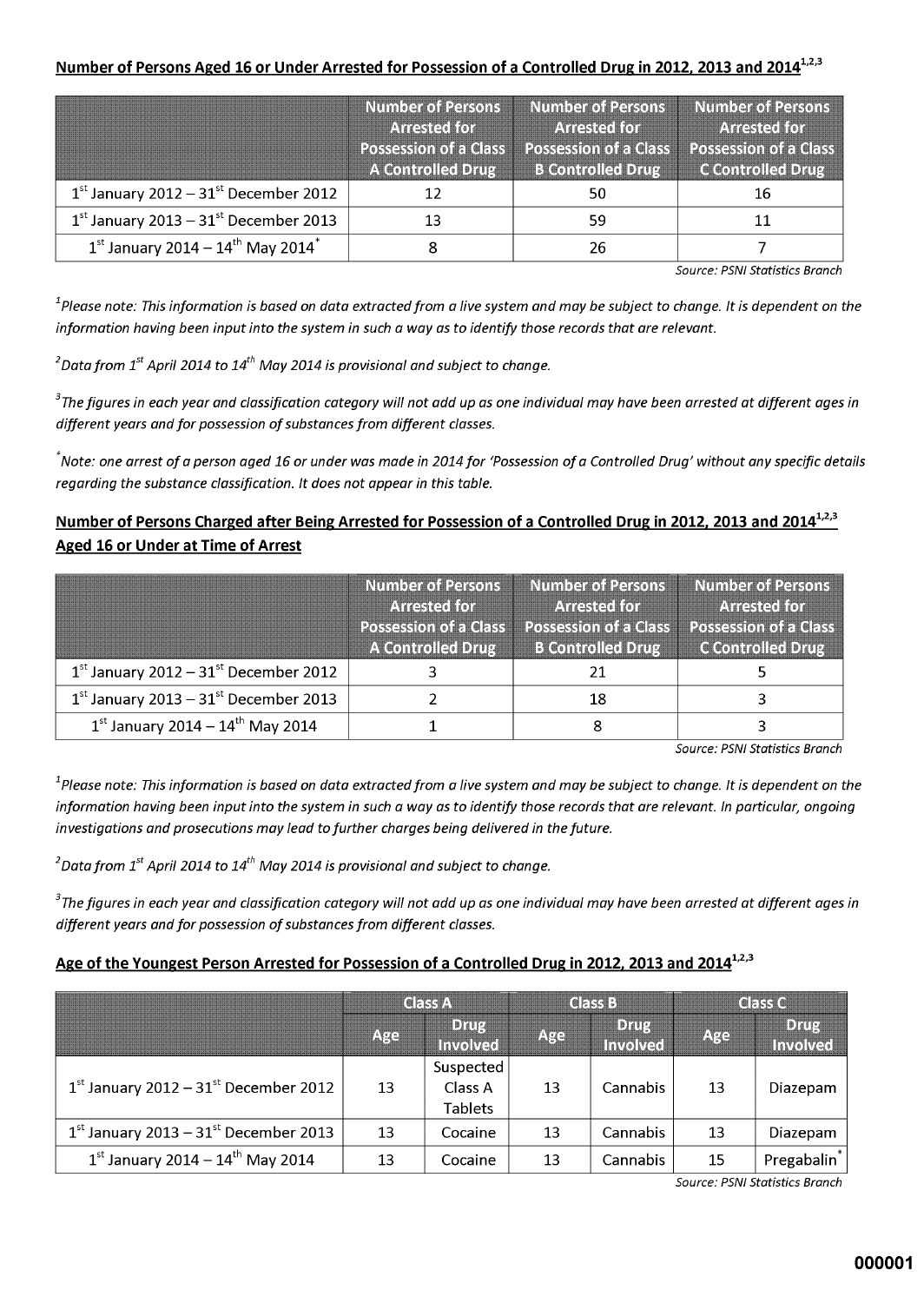## Number of Persons Aged 16 or Under Arrested for Possession of a Controlled Drug in 2012, 2013 and 2014[1,2,3]

| | Number of Persons Arrested for Possession of a Class A Controlled Drug | Number of Persons Arrested for Possession of a Class B Controlled Drug | Number of Persons Arrested for Possession of a Class C Controlled Drug |
|---|---|---|---|
| 1st January 2012 – 31st December 2012 | 12 | 50 | 16 |
| 1st January 2013 – 31st December 2013 | 13 | 59 | 11 |
| 1st January 2014 – 14th May 2014* | 8 | 26 | 7 |

*Source: PSNI Statistics Branch*

[1]*Please note: This information is based on data extracted from a live system and may be subject to change. It is dependent on the information having been input into the system in such a way as to identify those records that are relevant.*

[2]*Data from 1st April 2014 to 14th May 2014 is provisional and subject to change.*

[3]*The figures in each year and classification category will not add up as one individual may have been arrested at different ages in different years and for possession of substances from different classes.*

\**Note: one arrest of a person aged 16 or under was made in 2014 for 'Possession of a Controlled Drug' without any specific details regarding the substance classification. It does not appear in this table.*

## Number of Persons Charged after Being Arrested for Possession of a Controlled Drug in 2012, 2013 and 2014[1,2,3] Aged 16 or Under at Time of Arrest

| | Number of Persons Arrested for Possession of a Class A Controlled Drug | Number of Persons Arrested for Possession of a Class B Controlled Drug | Number of Persons Arrested for Possession of a Class C Controlled Drug |
|---|---|---|---|
| 1st January 2012 – 31st December 2012 | 3 | 21 | 5 |
| 1st January 2013 – 31st December 2013 | 2 | 18 | 3 |
| 1st January 2014 – 14th May 2014 | 1 | 8 | 3 |

*Source: PSNI Statistics Branch*

[1]*Please note: This information is based on data extracted from a live system and may be subject to change. It is dependent on the information having been input into the system in such a way as to identify those records that are relevant. In particular, ongoing investigations and prosecutions may lead to further charges being delivered in the future.*

[2]*Data from 1st April 2014 to 14th May 2014 is provisional and subject to change.*

[3]*The figures in each year and classification category will not add up as one individual may have been arrested at different ages in different years and for possession of substances from different classes.*

## Age of the Youngest Person Arrested for Possession of a Controlled Drug in 2012, 2013 and 2014[1,2,3]

| | Class A | | Class B | | Class C | |
|---|---|---|---|---|---|---|
| | Age | Drug Involved | Age | Drug Involved | Age | Drug Involved |
| 1st January 2012 – 31st December 2012 | 13 | Suspected Class A Tablets | 13 | Cannabis | 13 | Diazepam |
| 1st January 2013 – 31st December 2013 | 13 | Cocaine | 13 | Cannabis | 13 | Diazepam |
| 1st January 2014 – 14th May 2014 | 13 | Cocaine | 13 | Cannabis | 15 | Pregabalin* |

*Source: PSNI Statistics Branch*

000001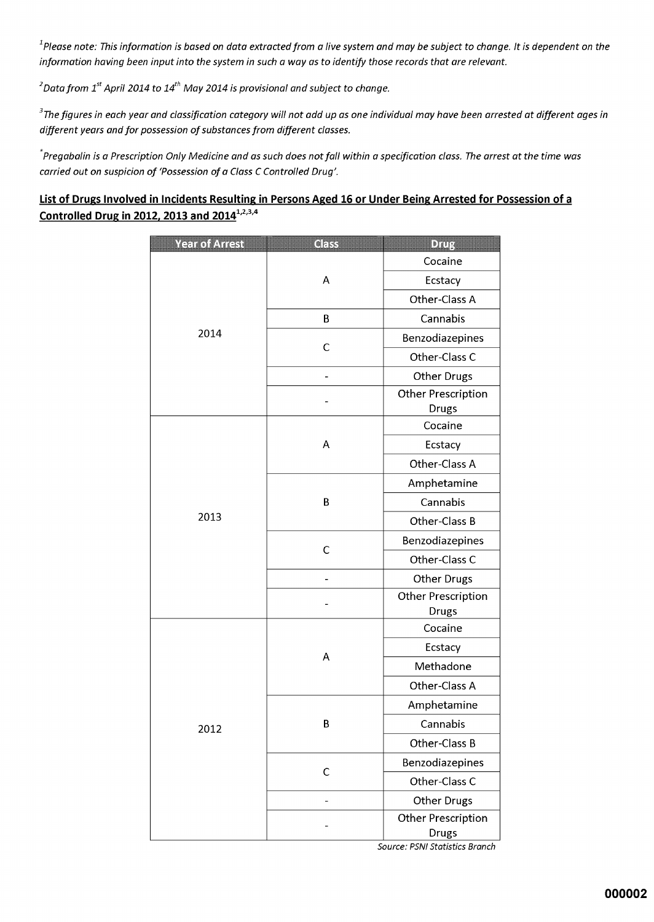[1]*Please note: This information is based on data extracted from a live system and may be subject to change. It is dependent on the information having been input into the system in such a way as to identify those records that are relevant.*

[2]*Data from 1st April 2014 to 14th May 2014 is provisional and subject to change.*

[3]*The figures in each year and classification category will not add up as one individual may have been arrested at different ages in different years and for possession of substances from different classes.*

[*]*Pregabalin is a Prescription Only Medicine and as such does not fall within a specification class. The arrest at the time was carried out on suspicion of 'Possession of a Class C Controlled Drug'.*

**List of Drugs Involved in Incidents Resulting in Persons Aged 16 or Under Being Arrested for Possession of a Controlled Drug in 2012, 2013 and 2014[1,2,3,4]**

| Year of Arrest | Class | Drug |
|---|---|---|
| 2014 | A | Cocaine |
| | | Ecstacy |
| | | Other-Class A |
| | B | Cannabis |
| | C | Benzodiazepines |
| | | Other-Class C |
| | - | Other Drugs |
| | - | Other Prescription Drugs |
| 2013 | A | Cocaine |
| | | Ecstacy |
| | | Other-Class A |
| | B | Amphetamine |
| | | Cannabis |
| | | Other-Class B |
| | C | Benzodiazepines |
| | | Other-Class C |
| | - | Other Drugs |
| | - | Other Prescription Drugs |
| 2012 | A | Cocaine |
| | | Ecstacy |
| | | Methadone |
| | | Other-Class A |
| | B | Amphetamine |
| | | Cannabis |
| | | Other-Class B |
| | C | Benzodiazepines |
| | | Other-Class C |
| | - | Other Drugs |
| | - | Other Prescription Drugs |

*Source: PSNI Statistics Branch*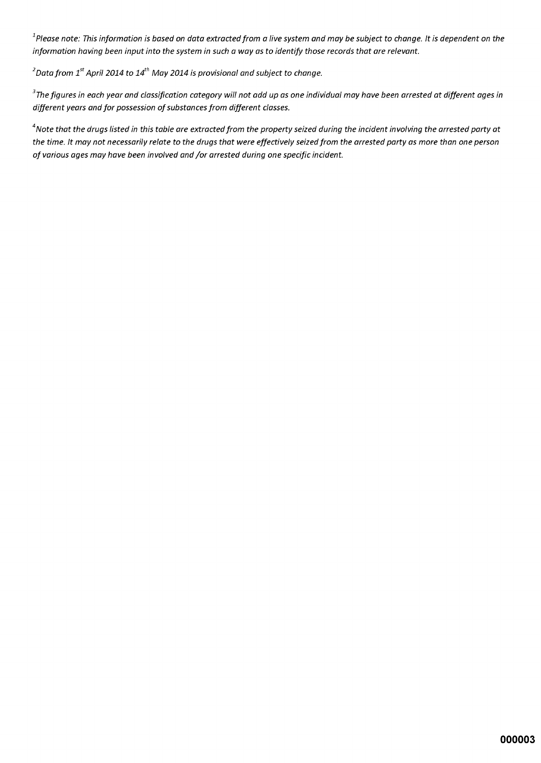*[1]Please note: This information is based on data extracted from a live system and may be subject to change. It is dependent on the information having been input into the system in such a way as to identify those records that are relevant.*

*[2]Data from 1st April 2014 to 14th May 2014 is provisional and subject to change.*

*[3]The figures in each year and classification category will not add up as one individual may have been arrested at different ages in different years and for possession of substances from different classes.*

*[4]Note that the drugs listed in this table are extracted from the property seized during the incident involving the arrested party at the time. It may not necessarily relate to the drugs that were effectively seized from the arrested party as more than one person of various ages may have been involved and /or arrested during one specific incident.*